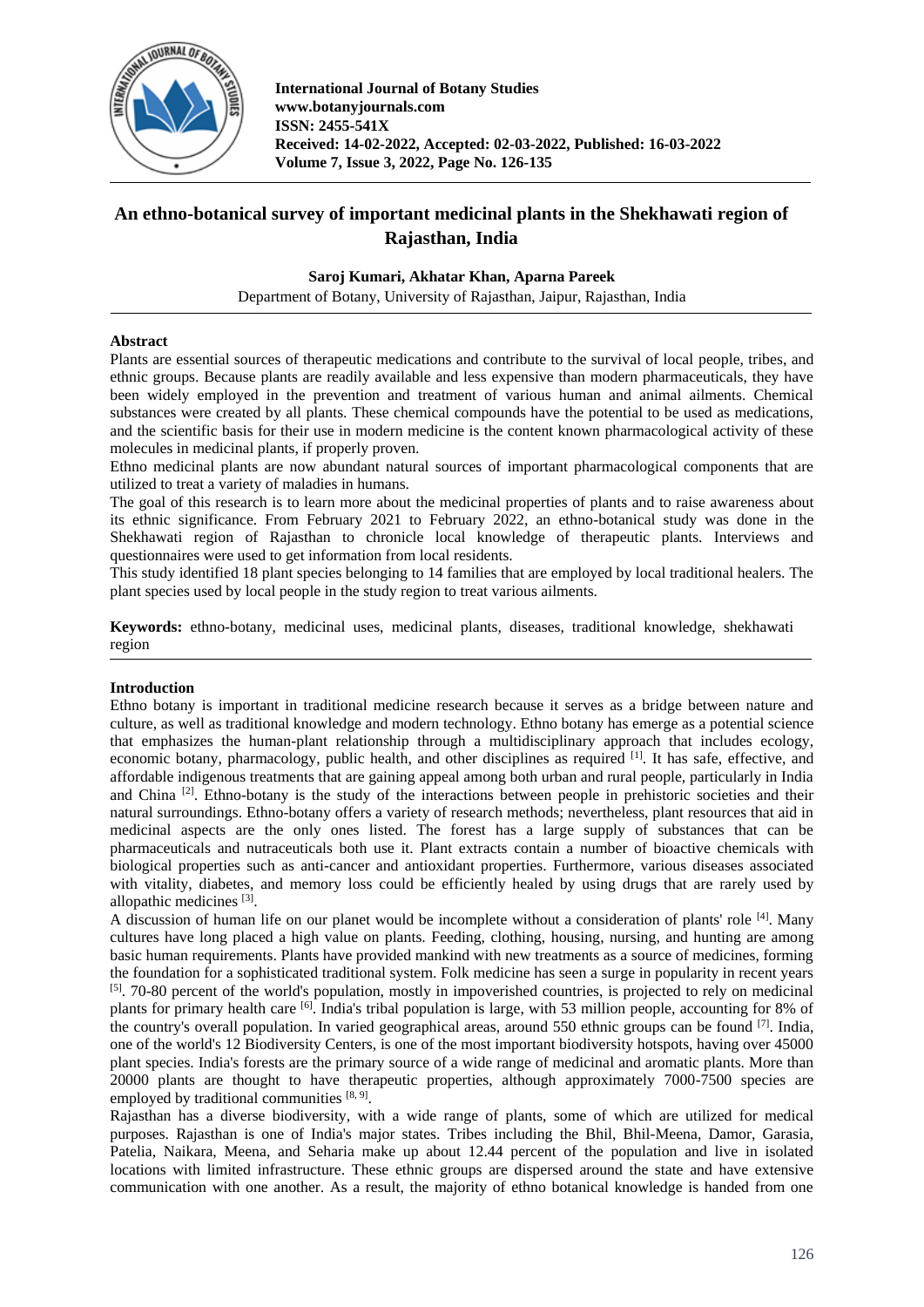International Journal of Botany Studies
www.botanyjournals.com
ISSN: 2455-541X
Received: 14-02-2022, Accepted: 02-03-2022, Published: 16-03-2022
Volume 7, Issue 3, 2022, Page No. 126-135

# An ethno-botanical survey of important medicinal plants in the Shekhawati region of Rajasthan, India

**Saroj Kumari, Akhatar Khan, Aparna Pareek**

Department of Botany, University of Rajasthan, Jaipur, Rajasthan, India

## Abstract

Plants are essential sources of therapeutic medications and contribute to the survival of local people, tribes, and ethnic groups. Because plants are readily available and less expensive than modern pharmaceuticals, they have been widely employed in the prevention and treatment of various human and animal ailments. Chemical substances were created by all plants. These chemical compounds have the potential to be used as medications, and the scientific basis for their use in modern medicine is the content known pharmacological activity of these molecules in medicinal plants, if properly proven.

Ethno medicinal plants are now abundant natural sources of important pharmacological components that are utilized to treat a variety of maladies in humans.

The goal of this research is to learn more about the medicinal properties of plants and to raise awareness about its ethnic significance. From February 2021 to February 2022, an ethno-botanical study was done in the Shekhawati region of Rajasthan to chronicle local knowledge of therapeutic plants. Interviews and questionnaires were used to get information from local residents.

This study identified 18 plant species belonging to 14 families that are employed by local traditional healers. The plant species used by local people in the study region to treat various ailments.

**Keywords:** ethno-botany, medicinal uses, medicinal plants, diseases, traditional knowledge, shekhawati region

## Introduction

Ethno botany is important in traditional medicine research because it serves as a bridge between nature and culture, as well as traditional knowledge and modern technology. Ethno botany has emerge as a potential science that emphasizes the human-plant relationship through a multidisciplinary approach that includes ecology, economic botany, pharmacology, public health, and other disciplines as required [1]. It has safe, effective, and affordable indigenous treatments that are gaining appeal among both urban and rural people, particularly in India and China [2]. Ethno-botany is the study of the interactions between people in prehistoric societies and their natural surroundings. Ethno-botany offers a variety of research methods; nevertheless, plant resources that aid in medicinal aspects are the only ones listed. The forest has a large supply of substances that can be pharmaceuticals and nutraceuticals both use it. Plant extracts contain a number of bioactive chemicals with biological properties such as anti-cancer and antioxidant properties. Furthermore, various diseases associated with vitality, diabetes, and memory loss could be efficiently healed by using drugs that are rarely used by allopathic medicines [3].

A discussion of human life on our planet would be incomplete without a consideration of plants' role [4]. Many cultures have long placed a high value on plants. Feeding, clothing, housing, nursing, and hunting are among basic human requirements. Plants have provided mankind with new treatments as a source of medicines, forming the foundation for a sophisticated traditional system. Folk medicine has seen a surge in popularity in recent years [5]. 70-80 percent of the world's population, mostly in impoverished countries, is projected to rely on medicinal plants for primary health care [6]. India's tribal population is large, with 53 million people, accounting for 8% of the country's overall population. In varied geographical areas, around 550 ethnic groups can be found [7]. India, one of the world's 12 Biodiversity Centers, is one of the most important biodiversity hotspots, having over 45000 plant species. India's forests are the primary source of a wide range of medicinal and aromatic plants. More than 20000 plants are thought to have therapeutic properties, although approximately 7000-7500 species are employed by traditional communities [8, 9].

Rajasthan has a diverse biodiversity, with a wide range of plants, some of which are utilized for medical purposes. Rajasthan is one of India's major states. Tribes including the Bhil, Bhil-Meena, Damor, Garasia, Patelia, Naikara, Meena, and Seharia make up about 12.44 percent of the population and live in isolated locations with limited infrastructure. These ethnic groups are dispersed around the state and have extensive communication with one another. As a result, the majority of ethno botanical knowledge is handed from one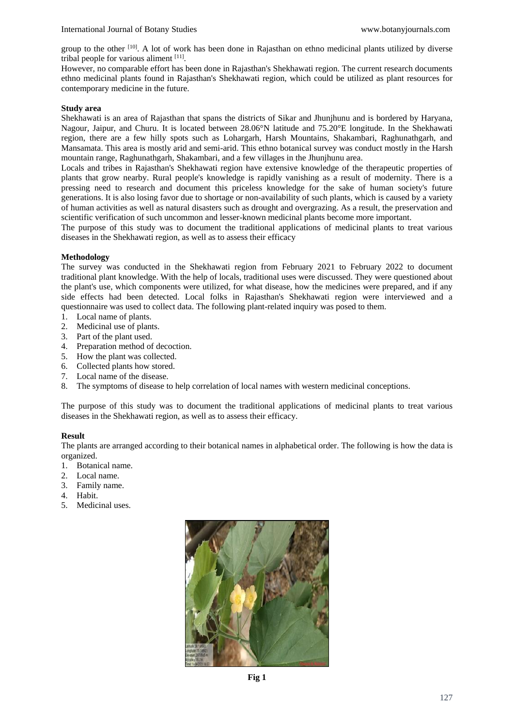group to the other [10]. A lot of work has been done in Rajasthan on ethno medicinal plants utilized by diverse tribal people for various aliment [11].

However, no comparable effort has been done in Rajasthan's Shekhawati region. The current research documents ethno medicinal plants found in Rajasthan's Shekhawati region, which could be utilized as plant resources for contemporary medicine in the future.

**Study area**

Shekhawati is an area of Rajasthan that spans the districts of Sikar and Jhunjhunu and is bordered by Haryana, Nagour, Jaipur, and Churu. It is located between 28.06°N latitude and 75.20°E longitude. In the Shekhawati region, there are a few hilly spots such as Lohargarh, Harsh Mountains, Shakambari, Raghunathgarh, and Mansamata. This area is mostly arid and semi-arid. This ethno botanical survey was conduct mostly in the Harsh mountain range, Raghunathgarh, Shakambari, and a few villages in the Jhunjhunu area.

Locals and tribes in Rajasthan's Shekhawati region have extensive knowledge of the therapeutic properties of plants that grow nearby. Rural people's knowledge is rapidly vanishing as a result of modernity. There is a pressing need to research and document this priceless knowledge for the sake of human society's future generations. It is also losing favor due to shortage or non-availability of such plants, which is caused by a variety of human activities as well as natural disasters such as drought and overgrazing. As a result, the preservation and scientific verification of such uncommon and lesser-known medicinal plants become more important.

The purpose of this study was to document the traditional applications of medicinal plants to treat various diseases in the Shekhawati region, as well as to assess their efficacy

**Methodology**

The survey was conducted in the Shekhawati region from February 2021 to February 2022 to document traditional plant knowledge. With the help of locals, traditional uses were discussed. They were questioned about the plant's use, which components were utilized, for what disease, how the medicines were prepared, and if any side effects had been detected. Local folks in Rajasthan's Shekhawati region were interviewed and a questionnaire was used to collect data. The following plant-related inquiry was posed to them.

1. Local name of plants.
2. Medicinal use of plants.
3. Part of the plant used.
4. Preparation method of decoction.
5. How the plant was collected.
6. Collected plants how stored.
7. Local name of the disease.
8. The symptoms of disease to help correlation of local names with western medicinal conceptions.

The purpose of this study was to document the traditional applications of medicinal plants to treat various diseases in the Shekhawati region, as well as to assess their efficacy.

**Result**

The plants are arranged according to their botanical names in alphabetical order. The following is how the data is organized.

1. Botanical name.
2. Local name.
3. Family name.
4. Habit.
5. Medicinal uses.

**Fig 1**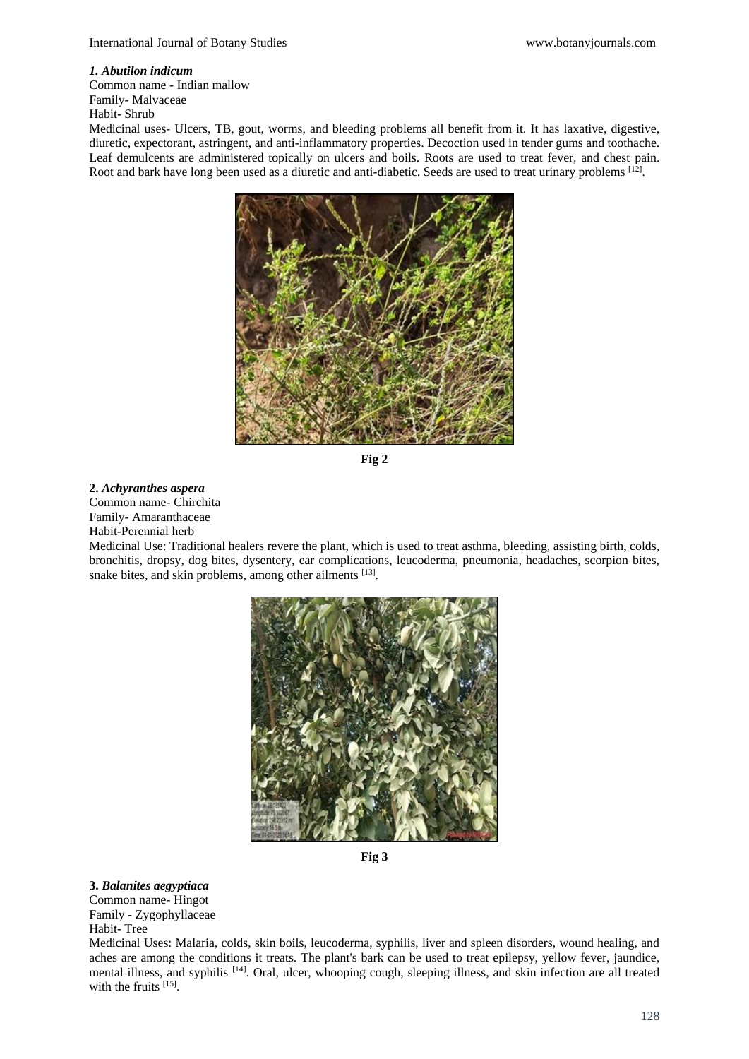***1. Abutilon indicum***

Common name - Indian mallow

Family- Malvaceae

Habit- Shrub

Medicinal uses- Ulcers, TB, gout, worms, and bleeding problems all benefit from it. It has laxative, digestive, diuretic, expectorant, astringent, and anti-inflammatory properties. Decoction used in tender gums and toothache. Leaf demulcents are administered topically on ulcers and boils. Roots are used to treat fever, and chest pain. Root and bark have long been used as a diuretic and anti-diabetic. Seeds are used to treat urinary problems [12].

**Fig 2**

**2.** ***Achyranthes aspera***

Common name- Chirchita

Family- Amaranthaceae

Habit-Perennial herb

Medicinal Use: Traditional healers revere the plant, which is used to treat asthma, bleeding, assisting birth, colds, bronchitis, dropsy, dog bites, dysentery, ear complications, leucoderma, pneumonia, headaches, scorpion bites, snake bites, and skin problems, among other ailments [13].

**Fig 3**

**3.** ***Balanites aegyptiaca***

Common name- Hingot

Family - Zygophyllaceae

Habit- Tree

Medicinal Uses: Malaria, colds, skin boils, leucoderma, syphilis, liver and spleen disorders, wound healing, and aches are among the conditions it treats. The plant's bark can be used to treat epilepsy, yellow fever, jaundice, mental illness, and syphilis [14]. Oral, ulcer, whooping cough, sleeping illness, and skin infection are all treated with the fruits [15].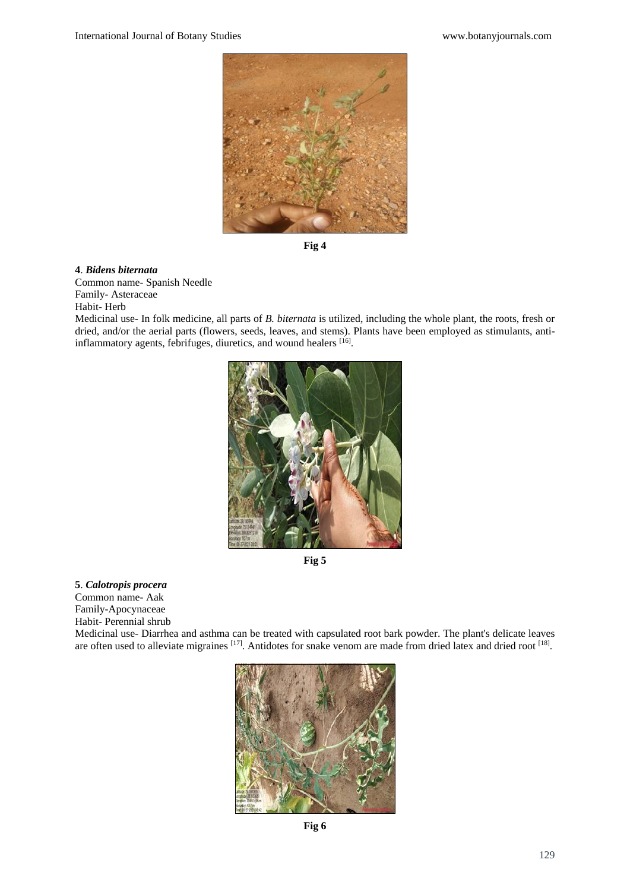Fig 4

**4**. ***Bidens biternata***
Common name- Spanish Needle
Family- Asteraceae
Habit- Herb
Medicinal use- In folk medicine, all parts of *B. biternata* is utilized, including the whole plant, the roots, fresh or dried, and/or the aerial parts (flowers, seeds, leaves, and stems). Plants have been employed as stimulants, anti-inflammatory agents, febrifuges, diuretics, and wound healers [16].

Fig 5

**5**. ***Calotropis procera***
Common name- Aak
Family-Apocynaceae
Habit- Perennial shrub
Medicinal use- Diarrhea and asthma can be treated with capsulated root bark powder. The plant's delicate leaves are often used to alleviate migraines [17]. Antidotes for snake venom are made from dried latex and dried root [18].

Fig 6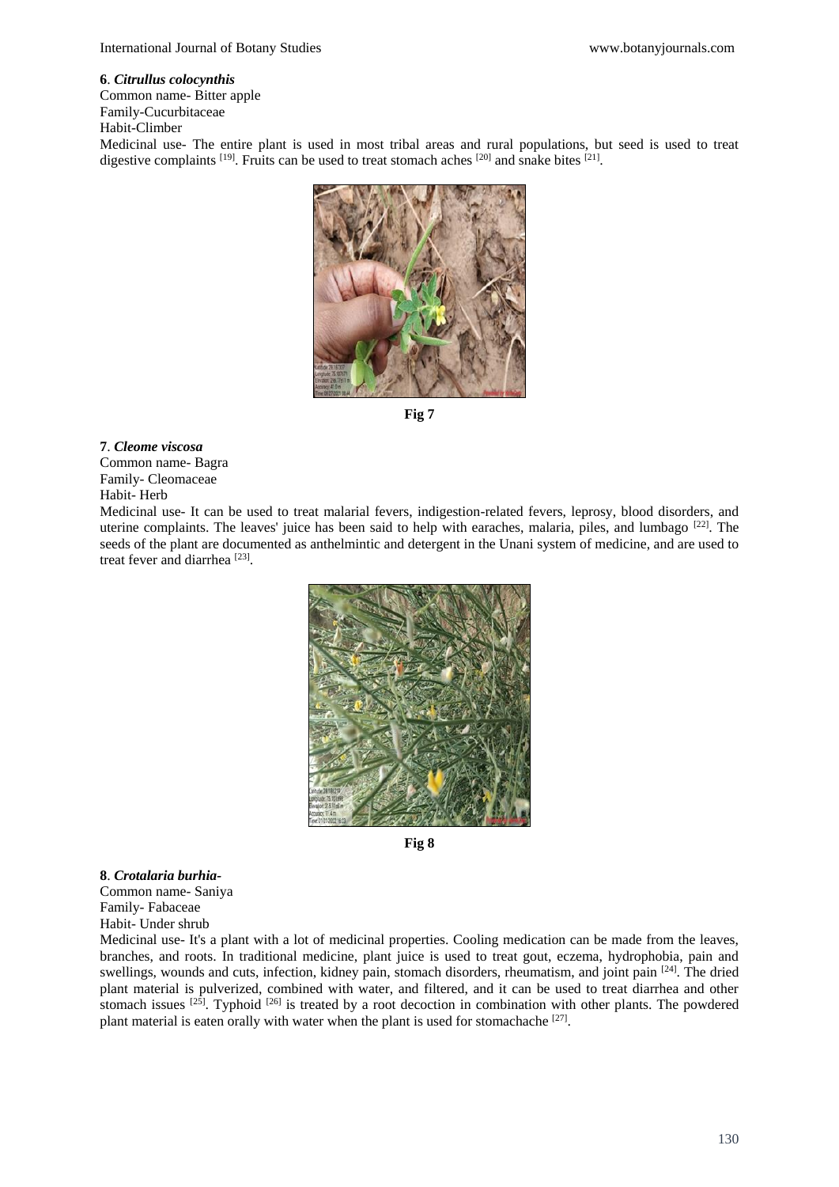**6**. ***Citrullus colocynthis***
Common name- Bitter apple
Family-Cucurbitaceae
Habit-Climber
Medicinal use- The entire plant is used in most tribal areas and rural populations, but seed is used to treat digestive complaints [19]. Fruits can be used to treat stomach aches [20] and snake bites [21].

**Fig 7**

**7**. ***Cleome viscosa***
Common name- Bagra
Family- Cleomaceae
Habit- Herb
Medicinal use- It can be used to treat malarial fevers, indigestion-related fevers, leprosy, blood disorders, and uterine complaints. The leaves' juice has been said to help with earaches, malaria, piles, and lumbago [22]. The seeds of the plant are documented as anthelmintic and detergent in the Unani system of medicine, and are used to treat fever and diarrhea [23].

**Fig 8**

**8**. ***Crotalaria burhia-***
Common name- Saniya
Family- Fabaceae
Habit- Under shrub
Medicinal use- It's a plant with a lot of medicinal properties. Cooling medication can be made from the leaves, branches, and roots. In traditional medicine, plant juice is used to treat gout, eczema, hydrophobia, pain and swellings, wounds and cuts, infection, kidney pain, stomach disorders, rheumatism, and joint pain [24]. The dried plant material is pulverized, combined with water, and filtered, and it can be used to treat diarrhea and other stomach issues [25]. Typhoid [26] is treated by a root decoction in combination with other plants. The powdered plant material is eaten orally with water when the plant is used for stomachache [27].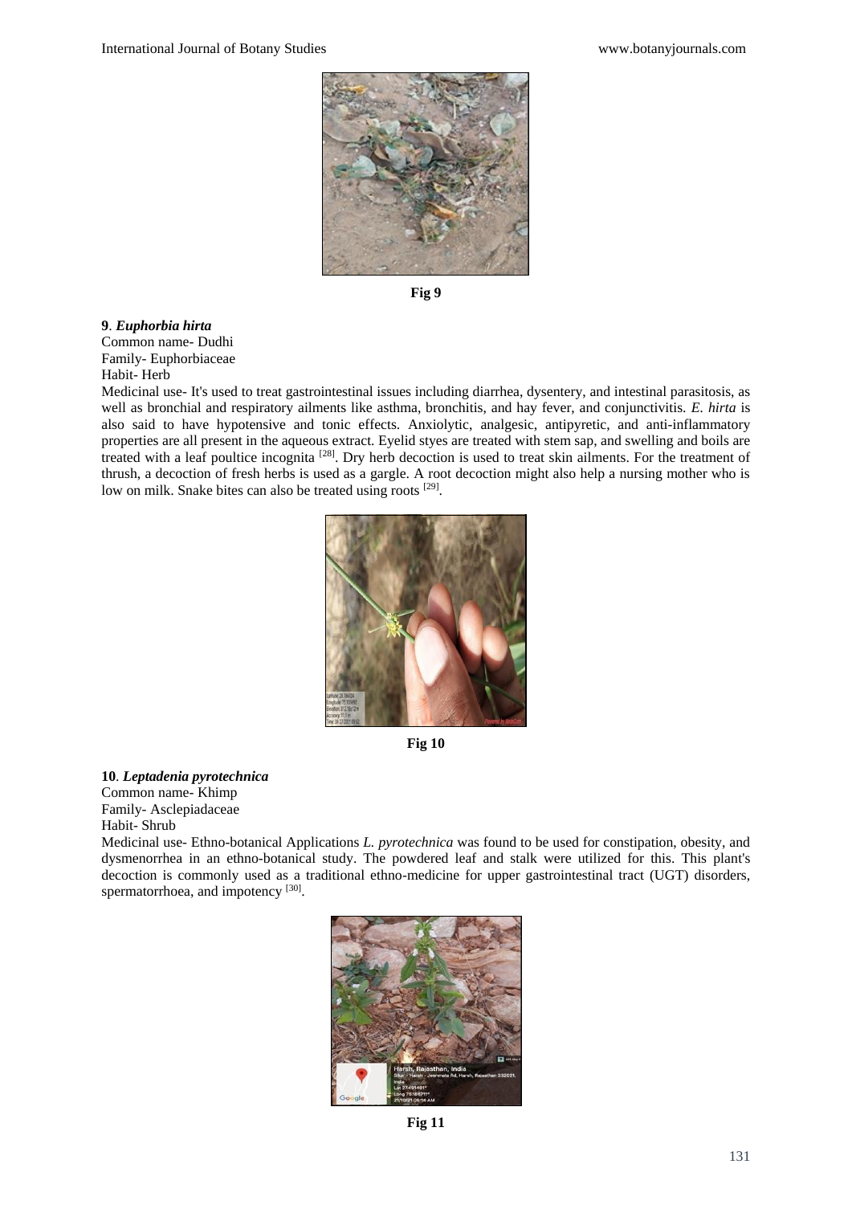Fig 9

**9**. ***Euphorbia hirta***

Common name- Dudhi

Family- Euphorbiaceae

Habit- Herb

Medicinal use- It's used to treat gastrointestinal issues including diarrhea, dysentery, and intestinal parasitosis, as well as bronchial and respiratory ailments like asthma, bronchitis, and hay fever, and conjunctivitis. *E. hirta* is also said to have hypotensive and tonic effects. Anxiolytic, analgesic, antipyretic, and anti-inflammatory properties are all present in the aqueous extract. Eyelid styes are treated with stem sap, and swelling and boils are treated with a leaf poultice incognita [28]. Dry herb decoction is used to treat skin ailments. For the treatment of thrush, a decoction of fresh herbs is used as a gargle. A root decoction might also help a nursing mother who is low on milk. Snake bites can also be treated using roots [29].

Fig 10

**10**. ***Leptadenia pyrotechnica***

Common name- Khimp

Family- Asclepiadaceae

Habit- Shrub

Medicinal use- Ethno-botanical Applications *L. pyrotechnica* was found to be used for constipation, obesity, and dysmenorrhea in an ethno-botanical study. The powdered leaf and stalk were utilized for this. This plant's decoction is commonly used as a traditional ethno-medicine for upper gastrointestinal tract (UGT) disorders, spermatorrhoea, and impotency [30].

Fig 11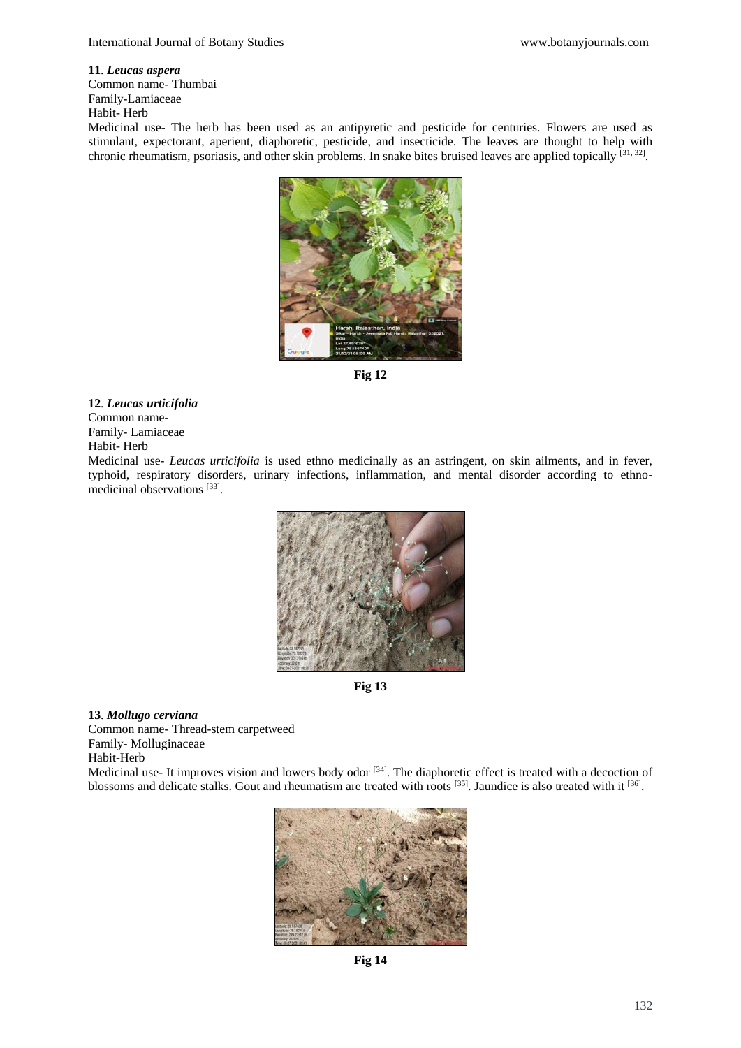**11**. ***Leucas aspera***

Common name- Thumbai

Family-Lamiaceae

Habit- Herb

Medicinal use- The herb has been used as an antipyretic and pesticide for centuries. Flowers are used as stimulant, expectorant, aperient, diaphoretic, pesticide, and insecticide. The leaves are thought to help with chronic rheumatism, psoriasis, and other skin problems. In snake bites bruised leaves are applied topically [31, 32].

**Fig 12**

**12**. ***Leucas urticifolia***

Common name-

Family- Lamiaceae

Habit- Herb

Medicinal use- *Leucas urticifolia* is used ethno medicinally as an astringent, on skin ailments, and in fever, typhoid, respiratory disorders, urinary infections, inflammation, and mental disorder according to ethno-medicinal observations [33].

**Fig 13**

**13**. ***Mollugo cerviana***

Common name- Thread-stem carpetweed

Family- Molluginaceae

Habit-Herb

Medicinal use- It improves vision and lowers body odor [34]. The diaphoretic effect is treated with a decoction of blossoms and delicate stalks. Gout and rheumatism are treated with roots [35]. Jaundice is also treated with it [36].

**Fig 14**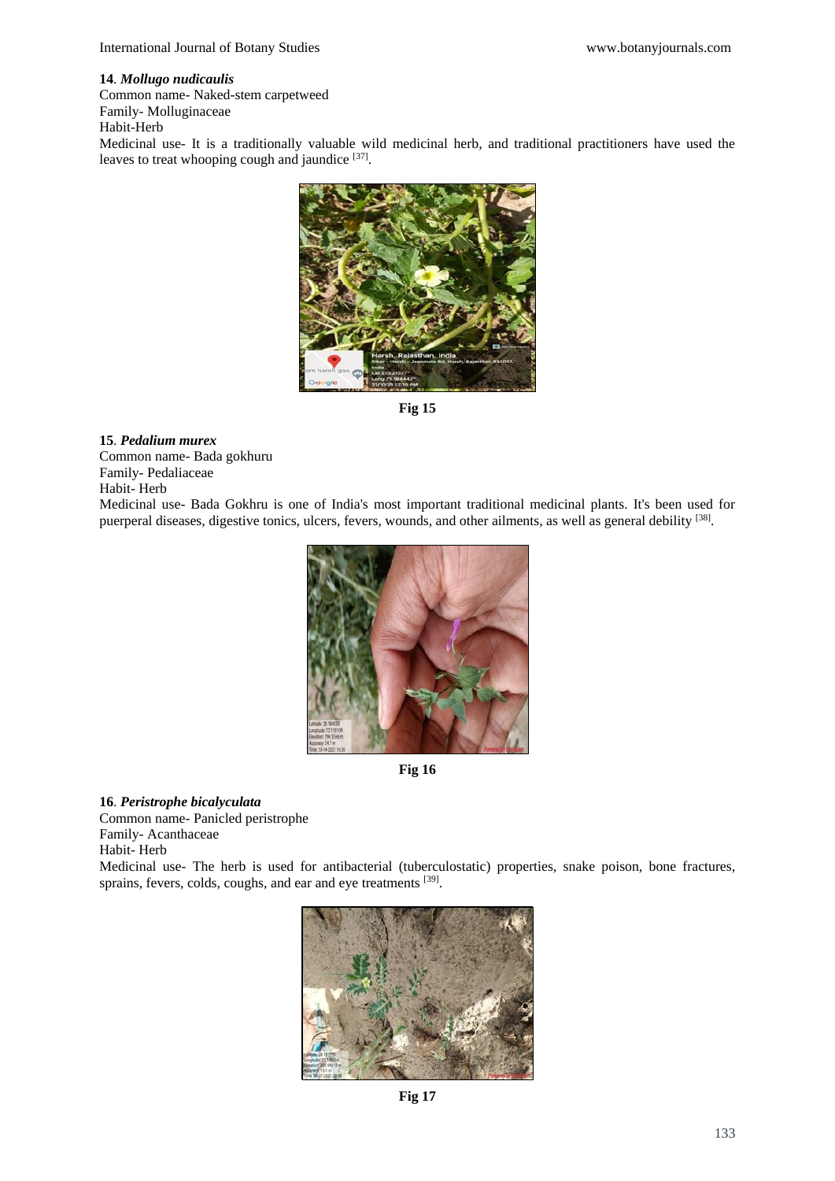**14**. ***Mollugo nudicaulis***

Common name- Naked-stem carpetweed

Family- Molluginaceae

Habit-Herb

Medicinal use- It is a traditionally valuable wild medicinal herb, and traditional practitioners have used the leaves to treat whooping cough and jaundice [37].

**Fig 15**

**15**. ***Pedalium murex***

Common name- Bada gokhuru

Family- Pedaliaceae

Habit- Herb

Medicinal use- Bada Gokhru is one of India's most important traditional medicinal plants. It's been used for puerperal diseases, digestive tonics, ulcers, fevers, wounds, and other ailments, as well as general debility [38].

**Fig 16**

**16**. ***Peristrophe bicalyculata***

Common name- Panicled peristrophe

Family- Acanthaceae

Habit- Herb

Medicinal use- The herb is used for antibacterial (tuberculostatic) properties, snake poison, bone fractures, sprains, fevers, colds, coughs, and ear and eye treatments [39].

**Fig 17**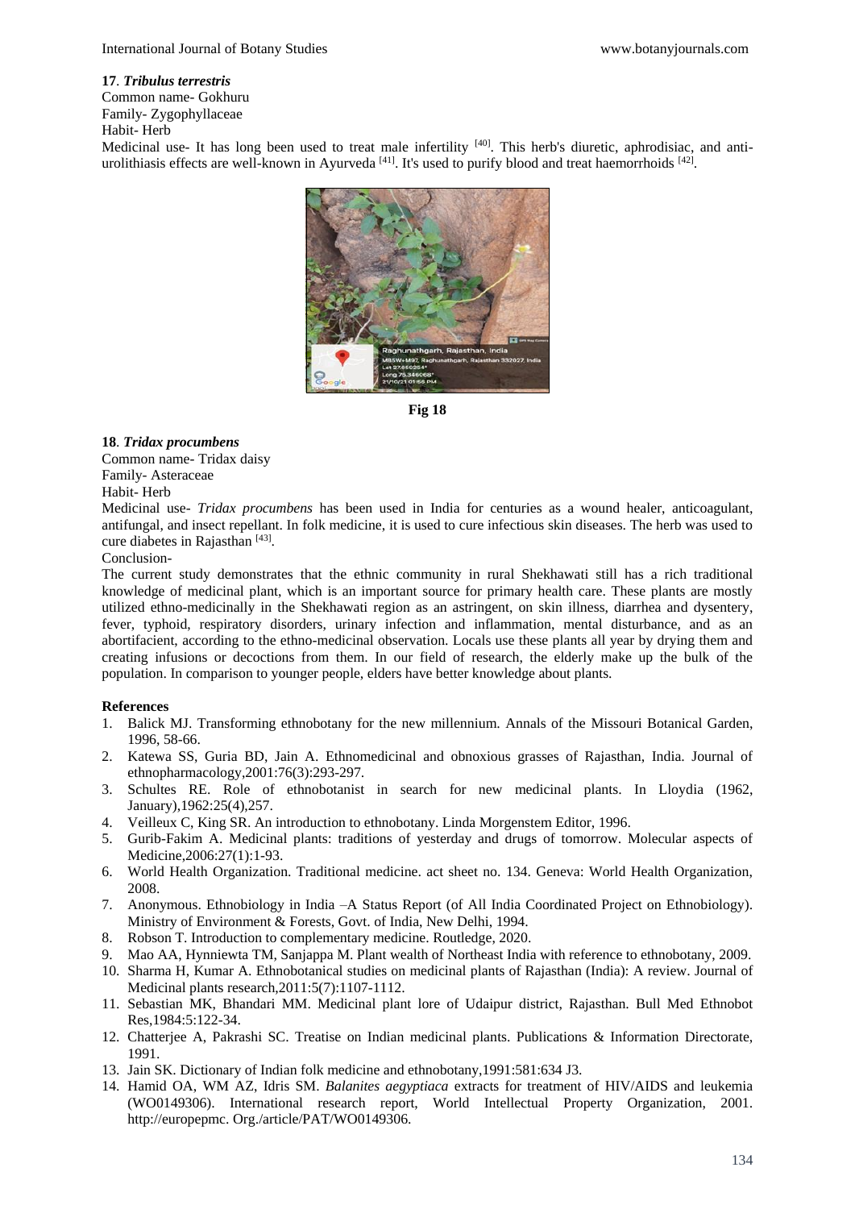**17**. ***Tribulus terrestris***

Common name- Gokhuru
Family- Zygophyllaceae
Habit- Herb
Medicinal use- It has long been used to treat male infertility [40]. This herb's diuretic, aphrodisiac, and anti-urolithiasis effects are well-known in Ayurveda [41]. It's used to purify blood and treat haemorrhoids [42].

**Fig 18**

**18**. ***Tridax procumbens***

Common name- Tridax daisy
Family- Asteraceae
Habit- Herb
Medicinal use- *Tridax procumbens* has been used in India for centuries as a wound healer, anticoagulant, antifungal, and insect repellant. In folk medicine, it is used to cure infectious skin diseases. The herb was used to cure diabetes in Rajasthan [43].

Conclusion-

The current study demonstrates that the ethnic community in rural Shekhawati still has a rich traditional knowledge of medicinal plant, which is an important source for primary health care. These plants are mostly utilized ethno-medicinally in the Shekhawati region as an astringent, on skin illness, diarrhea and dysentery, fever, typhoid, respiratory disorders, urinary infection and inflammation, mental disturbance, and as an abortifacient, according to the ethno-medicinal observation. Locals use these plants all year by drying them and creating infusions or decoctions from them. In our field of research, the elderly make up the bulk of the population. In comparison to younger people, elders have better knowledge about plants.

**References**

1. Balick MJ. Transforming ethnobotany for the new millennium. Annals of the Missouri Botanical Garden, 1996, 58-66.
2. Katewa SS, Guria BD, Jain A. Ethnomedicinal and obnoxious grasses of Rajasthan, India. Journal of ethnopharmacology,2001:76(3):293-297.
3. Schultes RE. Role of ethnobotanist in search for new medicinal plants. In Lloydia (1962, January),1962:25(4),257.
4. Veilleux C, King SR. An introduction to ethnobotany. Linda Morgenstem Editor, 1996.
5. Gurib-Fakim A. Medicinal plants: traditions of yesterday and drugs of tomorrow. Molecular aspects of Medicine,2006:27(1):1-93.
6. World Health Organization. Traditional medicine. act sheet no. 134. Geneva: World Health Organization, 2008.
7. Anonymous. Ethnobiology in India –A Status Report (of All India Coordinated Project on Ethnobiology). Ministry of Environment & Forests, Govt. of India, New Delhi, 1994.
8. Robson T. Introduction to complementary medicine. Routledge, 2020.
9. Mao AA, Hynniewta TM, Sanjappa M. Plant wealth of Northeast India with reference to ethnobotany, 2009.
10. Sharma H, Kumar A. Ethnobotanical studies on medicinal plants of Rajasthan (India): A review. Journal of Medicinal plants research,2011:5(7):1107-1112.
11. Sebastian MK, Bhandari MM. Medicinal plant lore of Udaipur district, Rajasthan. Bull Med Ethnobot Res,1984:5:122-34.
12. Chatterjee A, Pakrashi SC. Treatise on Indian medicinal plants. Publications & Information Directorate, 1991.
13. Jain SK. Dictionary of Indian folk medicine and ethnobotany,1991:581:634 J3.
14. Hamid OA, WM AZ, Idris SM. *Balanites aegyptiaca* extracts for treatment of HIV/AIDS and leukemia (WO0149306). International research report, World Intellectual Property Organization, 2001. http://europepmc. Org./article/PAT/WO0149306.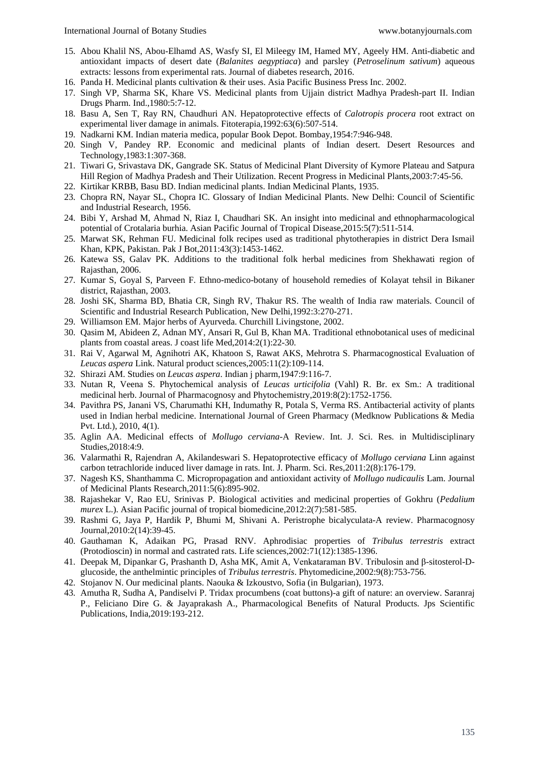15. Abou Khalil NS, Abou-Elhamd AS, Wasfy SI, El Mileegy IM, Hamed MY, Ageely HM. Anti-diabetic and antioxidant impacts of desert date (*Balanites aegyptiaca*) and parsley (*Petroselinum sativum*) aqueous extracts: lessons from experimental rats. Journal of diabetes research, 2016.
16. Panda H. Medicinal plants cultivation & their uses. Asia Pacific Business Press Inc. 2002.
17. Singh VP, Sharma SK, Khare VS. Medicinal plants from Ujjain district Madhya Pradesh-part II. Indian Drugs Pharm. Ind.,1980:5:7-12.
18. Basu A, Sen T, Ray RN, Chaudhuri AN. Hepatoprotective effects of *Calotropis procera* root extract on experimental liver damage in animals. Fitoterapia,1992:63(6):507-514.
19. Nadkarni KM. Indian materia medica, popular Book Depot. Bombay,1954:7:946-948.
20. Singh V, Pandey RP. Economic and medicinal plants of Indian desert. Desert Resources and Technology,1983:1:307-368.
21. Tiwari G, Srivastava DK, Gangrade SK. Status of Medicinal Plant Diversity of Kymore Plateau and Satpura Hill Region of Madhya Pradesh and Their Utilization. Recent Progress in Medicinal Plants,2003:7:45-56.
22. Kirtikar KRBB, Basu BD. Indian medicinal plants. Indian Medicinal Plants, 1935.
23. Chopra RN, Nayar SL, Chopra IC. Glossary of Indian Medicinal Plants. New Delhi: Council of Scientific and Industrial Research, 1956.
24. Bibi Y, Arshad M, Ahmad N, Riaz I, Chaudhari SK. An insight into medicinal and ethnopharmacological potential of Crotalaria burhia. Asian Pacific Journal of Tropical Disease,2015:5(7):511-514.
25. Marwat SK, Rehman FU. Medicinal folk recipes used as traditional phytotherapies in district Dera Ismail Khan, KPK, Pakistan. Pak J Bot,2011:43(3):1453-1462.
26. Katewa SS, Galav PK. Additions to the traditional folk herbal medicines from Shekhawati region of Rajasthan, 2006.
27. Kumar S, Goyal S, Parveen F. Ethno-medico-botany of household remedies of Kolayat tehsil in Bikaner district, Rajasthan, 2003.
28. Joshi SK, Sharma BD, Bhatia CR, Singh RV, Thakur RS. The wealth of India raw materials. Council of Scientific and Industrial Research Publication, New Delhi,1992:3:270-271.
29. Williamson EM. Major herbs of Ayurveda. Churchill Livingstone, 2002.
30. Qasim M, Abideen Z, Adnan MY, Ansari R, Gul B, Khan MA. Traditional ethnobotanical uses of medicinal plants from coastal areas. J coast life Med,2014:2(1):22-30.
31. Rai V, Agarwal M, Agnihotri AK, Khatoon S, Rawat AKS, Mehrotra S. Pharmacognostical Evaluation of *Leucas aspera* Link. Natural product sciences,2005:11(2):109-114.
32. Shirazi AM. Studies on *Leucas aspera*. Indian j pharm,1947:9:116-7.
33. Nutan R, Veena S. Phytochemical analysis of *Leucas urticifolia* (Vahl) R. Br. ex Sm.: A traditional medicinal herb. Journal of Pharmacognosy and Phytochemistry,2019:8(2):1752-1756.
34. Pavithra PS, Janani VS, Charumathi KH, Indumathy R, Potala S, Verma RS. Antibacterial activity of plants used in Indian herbal medicine. International Journal of Green Pharmacy (Medknow Publications & Media Pvt. Ltd.), 2010, 4(1).
35. Aglin AA. Medicinal effects of *Mollugo cerviana*-A Review. Int. J. Sci. Res. in Multidisciplinary Studies,2018:4:9.
36. Valarmathi R, Rajendran A, Akilandeswari S. Hepatoprotective efficacy of *Mollugo cerviana* Linn against carbon tetrachloride induced liver damage in rats. Int. J. Pharm. Sci. Res,2011:2(8):176-179.
37. Nagesh KS, Shanthamma C. Micropropagation and antioxidant activity of *Mollugo nudicaulis* Lam. Journal of Medicinal Plants Research,2011:5(6):895-902.
38. Rajashekar V, Rao EU, Srinivas P. Biological activities and medicinal properties of Gokhru (*Pedalium murex* L.). Asian Pacific journal of tropical biomedicine,2012:2(7):581-585.
39. Rashmi G, Jaya P, Hardik P, Bhumi M, Shivani A. Peristrophe bicalyculata-A review. Pharmacognosy Journal,2010:2(14):39-45.
40. Gauthaman K, Adaikan PG, Prasad RNV. Aphrodisiac properties of *Tribulus terrestris* extract (Protodioscin) in normal and castrated rats. Life sciences,2002:71(12):1385-1396.
41. Deepak M, Dipankar G, Prashanth D, Asha MK, Amit A, Venkataraman BV. Tribulosin and β-sitosterol-D-glucoside, the anthelmintic principles of *Tribulus terrestris*. Phytomedicine,2002:9(8):753-756.
42. Stojanov N. Our medicinal plants. Naouka & Izkoustvo, Sofia (in Bulgarian), 1973.
43. Amutha R, Sudha A, Pandiselvi P. Tridax procumbens (coat buttons)-a gift of nature: an overview. Saranraj P., Feliciano Dire G. & Jayaprakash A., Pharmacological Benefits of Natural Products. Jps Scientific Publications, India,2019:193-212.